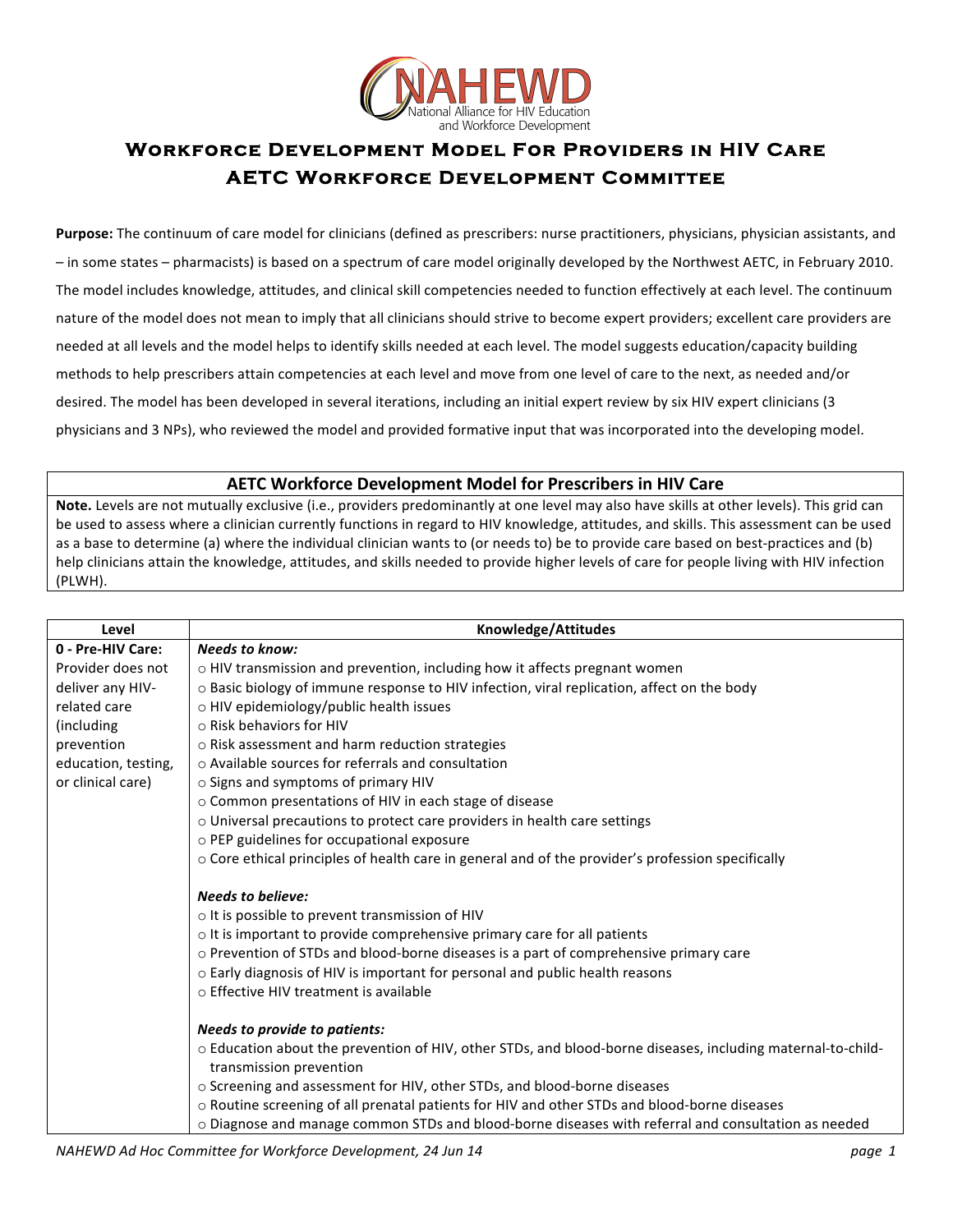NAHEWD
National Alliance for HIV Education and Workforce Development

# Workforce Development Model For Providers in HIV Care
## AETC Workforce Development Committee

**Purpose:** The continuum of care model for clinicians (defined as prescribers: nurse practitioners, physicians, physician assistants, and – in some states – pharmacists) is based on a spectrum of care model originally developed by the Northwest AETC, in February 2010. The model includes knowledge, attitudes, and clinical skill competencies needed to function effectively at each level. The continuum nature of the model does not mean to imply that all clinicians should strive to become expert providers; excellent care providers are needed at all levels and the model helps to identify skills needed at each level. The model suggests education/capacity building methods to help prescribers attain competencies at each level and move from one level of care to the next, as needed and/or desired. The model has been developed in several iterations, including an initial expert review by six HIV expert clinicians (3 physicians and 3 NPs), who reviewed the model and provided formative input that was incorporated into the developing model.

### AETC Workforce Development Model for Prescribers in HIV Care

**Note.** Levels are not mutually exclusive (i.e., providers predominantly at one level may also have skills at other levels). This grid can be used to assess where a clinician currently functions in regard to HIV knowledge, attitudes, and skills. This assessment can be used as a base to determine (a) where the individual clinician wants to (or needs to) be to provide care based on best-practices and (b) help clinicians attain the knowledge, attitudes, and skills needed to provide higher levels of care for people living with HIV infection (PLWH).

| Level | Knowledge/Attitudes |
|---|---|
| **0 - Pre-HIV Care:** Provider does not deliver any HIV-related care (including prevention education, testing, or clinical care) | ***Needs to know:***<br>○ HIV transmission and prevention, including how it affects pregnant women<br>○ Basic biology of immune response to HIV infection, viral replication, affect on the body<br>○ HIV epidemiology/public health issues<br>○ Risk behaviors for HIV<br>○ Risk assessment and harm reduction strategies<br>○ Available sources for referrals and consultation<br>○ Signs and symptoms of primary HIV<br>○ Common presentations of HIV in each stage of disease<br>○ Universal precautions to protect care providers in health care settings<br>○ PEP guidelines for occupational exposure<br>○ Core ethical principles of health care in general and of the provider's profession specifically<br><br>***Needs to believe:***<br>○ It is possible to prevent transmission of HIV<br>○ It is important to provide comprehensive primary care for all patients<br>○ Prevention of STDs and blood-borne diseases is a part of comprehensive primary care<br>○ Early diagnosis of HIV is important for personal and public health reasons<br>○ Effective HIV treatment is available<br><br>***Needs to provide to patients:***<br>○ Education about the prevention of HIV, other STDs, and blood-borne diseases, including maternal-to-child-transmission prevention<br>○ Screening and assessment for HIV, other STDs, and blood-borne diseases<br>○ Routine screening of all prenatal patients for HIV and other STDs and blood-borne diseases<br>○ Diagnose and manage common STDs and blood-borne diseases with referral and consultation as needed |

*NAHEWD Ad Hoc Committee for Workforce Development, 24 Jun 14*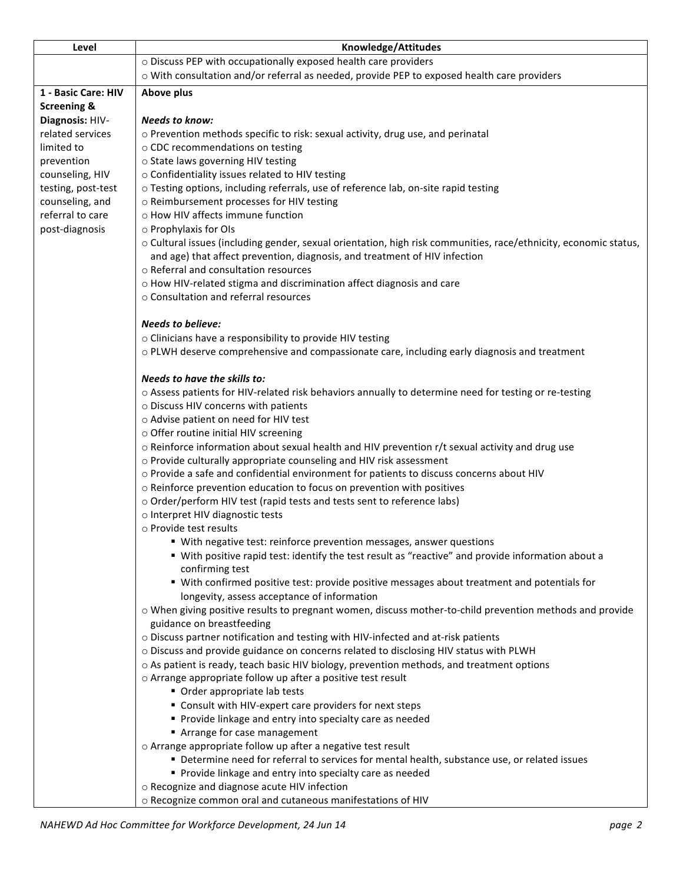| Level | Knowledge/Attitudes |
|---|---|
| | ○ Discuss PEP with occupationally exposed health care providers<br>○ With consultation and/or referral as needed, provide PEP to exposed health care providers |
| **1 - Basic Care: HIV Screening & Diagnosis:** HIV-related services limited to prevention counseling, HIV testing, post-test counseling, and referral to care post-diagnosis | **Above plus**<br><br>***Needs to know:***<br>○ Prevention methods specific to risk: sexual activity, drug use, and perinatal<br>○ CDC recommendations on testing<br>○ State laws governing HIV testing<br>○ Confidentiality issues related to HIV testing<br>○ Testing options, including referrals, use of reference lab, on-site rapid testing<br>○ Reimbursement processes for HIV testing<br>○ How HIV affects immune function<br>○ Prophylaxis for OIs<br>○ Cultural issues (including gender, sexual orientation, high risk communities, race/ethnicity, economic status, and age) that affect prevention, diagnosis, and treatment of HIV infection<br>○ Referral and consultation resources<br>○ How HIV-related stigma and discrimination affect diagnosis and care<br>○ Consultation and referral resources<br><br>***Needs to believe:***<br>○ Clinicians have a responsibility to provide HIV testing<br>○ PLWH deserve comprehensive and compassionate care, including early diagnosis and treatment<br><br>***Needs to have the skills to:***<br>○ Assess patients for HIV-related risk behaviors annually to determine need for testing or re-testing<br>○ Discuss HIV concerns with patients<br>○ Advise patient on need for HIV test<br>○ Offer routine initial HIV screening<br>○ Reinforce information about sexual health and HIV prevention r/t sexual activity and drug use<br>○ Provide culturally appropriate counseling and HIV risk assessment<br>○ Provide a safe and confidential environment for patients to discuss concerns about HIV<br>○ Reinforce prevention education to focus on prevention with positives<br>○ Order/perform HIV test (rapid tests and tests sent to reference labs)<br>○ Interpret HIV diagnostic tests<br>○ Provide test results<br>&nbsp;&nbsp;&nbsp;&nbsp;▪ With negative test: reinforce prevention messages, answer questions<br>&nbsp;&nbsp;&nbsp;&nbsp;▪ With positive rapid test: identify the test result as "reactive" and provide information about a confirming test<br>&nbsp;&nbsp;&nbsp;&nbsp;▪ With confirmed positive test: provide positive messages about treatment and potentials for longevity, assess acceptance of information<br>○ When giving positive results to pregnant women, discuss mother-to-child prevention methods and provide guidance on breastfeeding<br>○ Discuss partner notification and testing with HIV-infected and at-risk patients<br>○ Discuss and provide guidance on concerns related to disclosing HIV status with PLWH<br>○ As patient is ready, teach basic HIV biology, prevention methods, and treatment options<br>○ Arrange appropriate follow up after a positive test result<br>&nbsp;&nbsp;&nbsp;&nbsp;▪ Order appropriate lab tests<br>&nbsp;&nbsp;&nbsp;&nbsp;▪ Consult with HIV-expert care providers for next steps<br>&nbsp;&nbsp;&nbsp;&nbsp;▪ Provide linkage and entry into specialty care as needed<br>&nbsp;&nbsp;&nbsp;&nbsp;▪ Arrange for case management<br>○ Arrange appropriate follow up after a negative test result<br>&nbsp;&nbsp;&nbsp;&nbsp;▪ Determine need for referral to services for mental health, substance use, or related issues<br>&nbsp;&nbsp;&nbsp;&nbsp;▪ Provide linkage and entry into specialty care as needed<br>○ Recognize and diagnose acute HIV infection<br>○ Recognize common oral and cutaneous manifestations of HIV |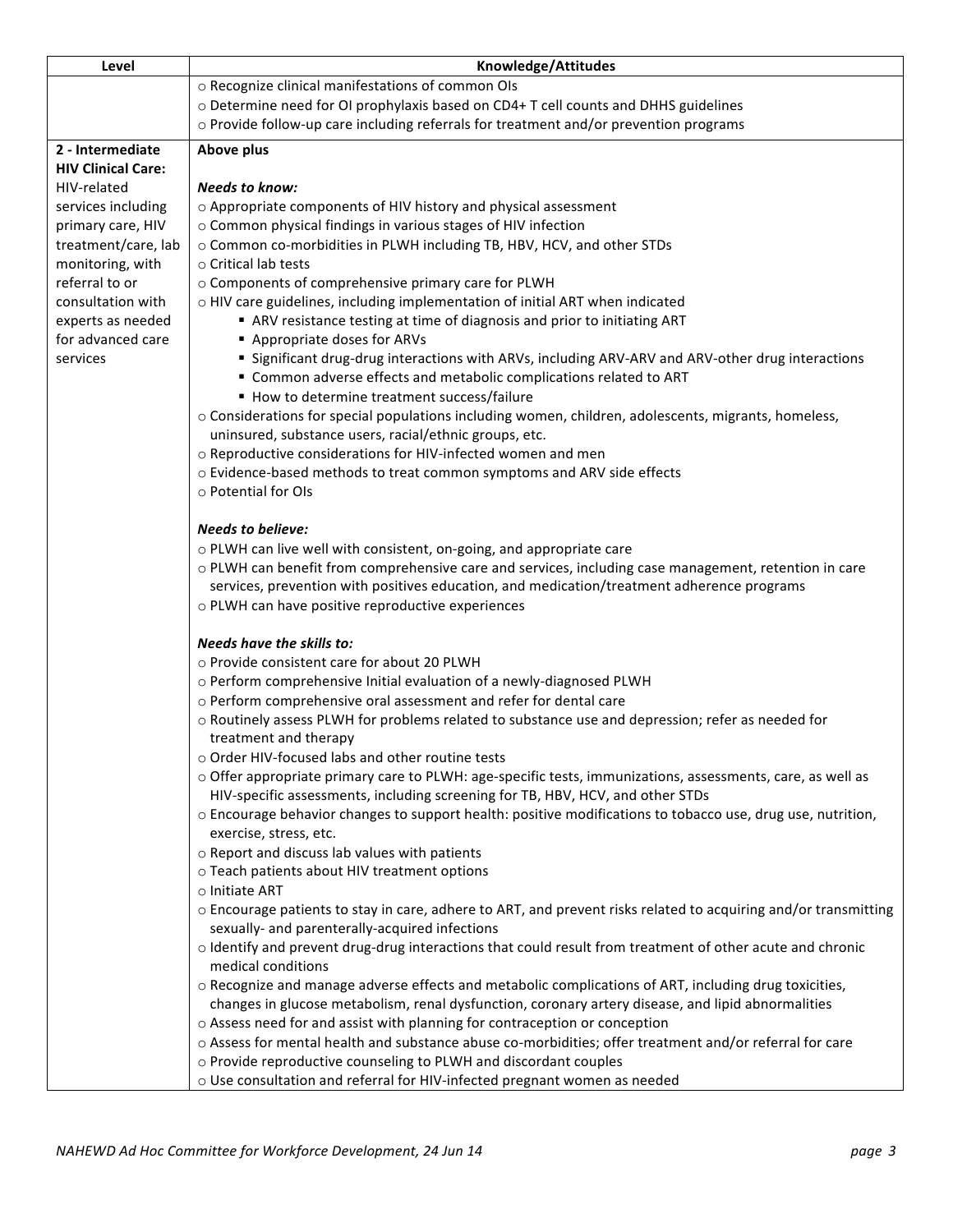| Level | Knowledge/Attitudes |
|---|---|
| | ○ Recognize clinical manifestations of common OIs<br>○ Determine need for OI prophylaxis based on CD4+ T cell counts and DHHS guidelines<br>○ Provide follow-up care including referrals for treatment and/or prevention programs |
| **2 - Intermediate HIV Clinical Care:** HIV-related services including primary care, HIV treatment/care, lab monitoring, with referral to or consultation with experts as needed for advanced care services | **Above plus**<br><br>***Needs to know:***<br>○ Appropriate components of HIV history and physical assessment<br>○ Common physical findings in various stages of HIV infection<br>○ Common co-morbidities in PLWH including TB, HBV, HCV, and other STDs<br>○ Critical lab tests<br>○ Components of comprehensive primary care for PLWH<br>○ HIV care guidelines, including implementation of initial ART when indicated<br>&nbsp;&nbsp;&nbsp;&nbsp;▪ ARV resistance testing at time of diagnosis and prior to initiating ART<br>&nbsp;&nbsp;&nbsp;&nbsp;▪ Appropriate doses for ARVs<br>&nbsp;&nbsp;&nbsp;&nbsp;▪ Significant drug-drug interactions with ARVs, including ARV-ARV and ARV-other drug interactions<br>&nbsp;&nbsp;&nbsp;&nbsp;▪ Common adverse effects and metabolic complications related to ART<br>&nbsp;&nbsp;&nbsp;&nbsp;▪ How to determine treatment success/failure<br>○ Considerations for special populations including women, children, adolescents, migrants, homeless, uninsured, substance users, racial/ethnic groups, etc.<br>○ Reproductive considerations for HIV-infected women and men<br>○ Evidence-based methods to treat common symptoms and ARV side effects<br>○ Potential for OIs<br><br>***Needs to believe:***<br>○ PLWH can live well with consistent, on-going, and appropriate care<br>○ PLWH can benefit from comprehensive care and services, including case management, retention in care services, prevention with positives education, and medication/treatment adherence programs<br>○ PLWH can have positive reproductive experiences<br><br>***Needs have the skills to:***<br>○ Provide consistent care for about 20 PLWH<br>○ Perform comprehensive Initial evaluation of a newly-diagnosed PLWH<br>○ Perform comprehensive oral assessment and refer for dental care<br>○ Routinely assess PLWH for problems related to substance use and depression; refer as needed for treatment and therapy<br>○ Order HIV-focused labs and other routine tests<br>○ Offer appropriate primary care to PLWH: age-specific tests, immunizations, assessments, care, as well as HIV-specific assessments, including screening for TB, HBV, HCV, and other STDs<br>○ Encourage behavior changes to support health: positive modifications to tobacco use, drug use, nutrition, exercise, stress, etc.<br>○ Report and discuss lab values with patients<br>○ Teach patients about HIV treatment options<br>○ Initiate ART<br>○ Encourage patients to stay in care, adhere to ART, and prevent risks related to acquiring and/or transmitting sexually- and parenterally-acquired infections<br>○ Identify and prevent drug-drug interactions that could result from treatment of other acute and chronic medical conditions<br>○ Recognize and manage adverse effects and metabolic complications of ART, including drug toxicities, changes in glucose metabolism, renal dysfunction, coronary artery disease, and lipid abnormalities<br>○ Assess need for and assist with planning for contraception or conception<br>○ Assess for mental health and substance abuse co-morbidities; offer treatment and/or referral for care<br>○ Provide reproductive counseling to PLWH and discordant couples<br>○ Use consultation and referral for HIV-infected pregnant women as needed |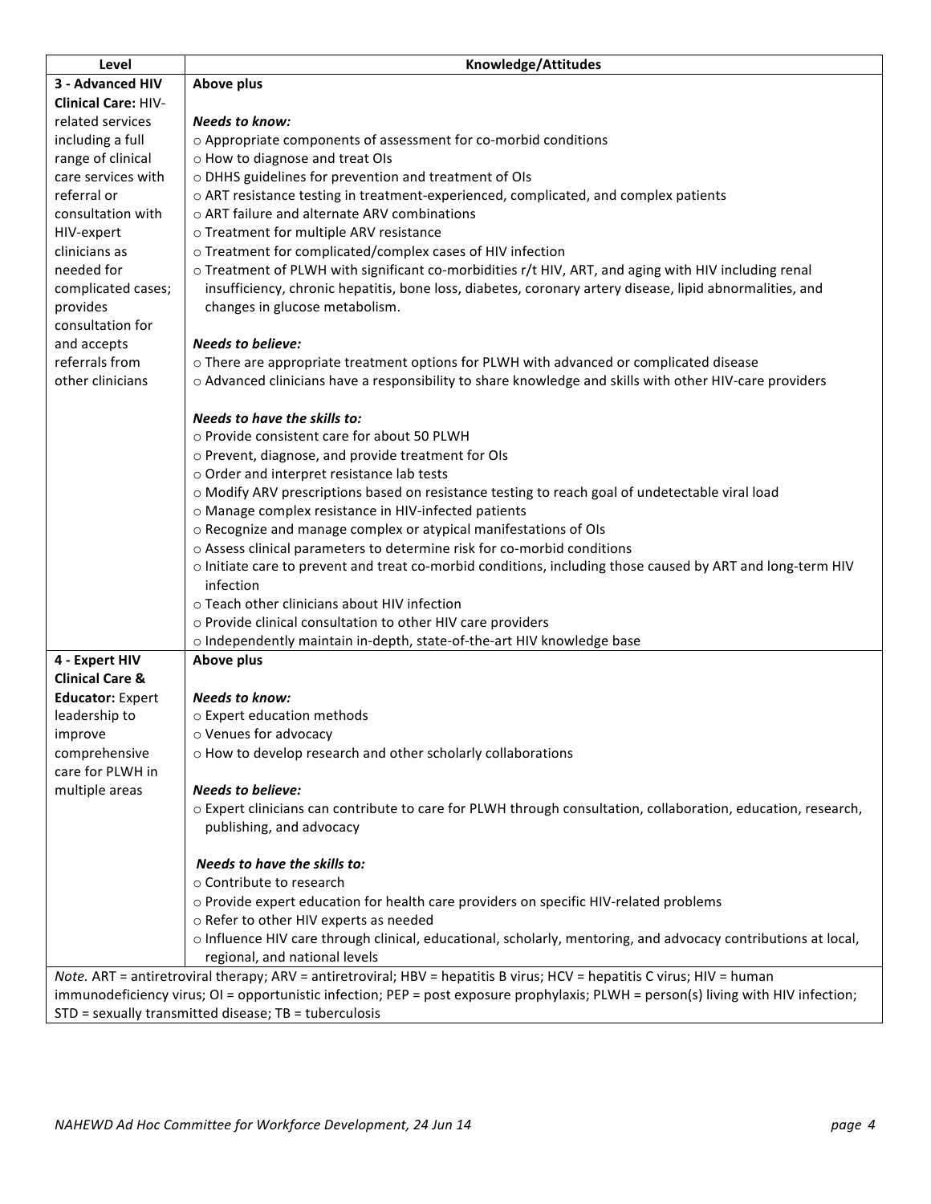| Level | Knowledge/Attitudes |
|---|---|
| **3 - Advanced HIV Clinical Care:** HIV-related services including a full range of clinical care services with referral or consultation with HIV-expert clinicians as needed for complicated cases; provides consultation for and accepts referrals from other clinicians | **Above plus**<br><br>***Needs to know:***<br>○ Appropriate components of assessment for co-morbid conditions<br>○ How to diagnose and treat OIs<br>○ DHHS guidelines for prevention and treatment of OIs<br>○ ART resistance testing in treatment-experienced, complicated, and complex patients<br>○ ART failure and alternate ARV combinations<br>○ Treatment for multiple ARV resistance<br>○ Treatment for complicated/complex cases of HIV infection<br>○ Treatment of PLWH with significant co-morbidities r/t HIV, ART, and aging with HIV including renal insufficiency, chronic hepatitis, bone loss, diabetes, coronary artery disease, lipid abnormalities, and changes in glucose metabolism.<br><br>***Needs to believe:***<br>○ There are appropriate treatment options for PLWH with advanced or complicated disease<br>○ Advanced clinicians have a responsibility to share knowledge and skills with other HIV-care providers<br><br>***Needs to have the skills to:***<br>○ Provide consistent care for about 50 PLWH<br>○ Prevent, diagnose, and provide treatment for OIs<br>○ Order and interpret resistance lab tests<br>○ Modify ARV prescriptions based on resistance testing to reach goal of undetectable viral load<br>○ Manage complex resistance in HIV-infected patients<br>○ Recognize and manage complex or atypical manifestations of OIs<br>○ Assess clinical parameters to determine risk for co-morbid conditions<br>○ Initiate care to prevent and treat co-morbid conditions, including those caused by ART and long-term HIV infection<br>○ Teach other clinicians about HIV infection<br>○ Provide clinical consultation to other HIV care providers<br>○ Independently maintain in-depth, state-of-the-art HIV knowledge base |
| **4 - Expert HIV Clinical Care & Educator:** Expert leadership to improve comprehensive care for PLWH in multiple areas | **Above plus**<br><br>***Needs to know:***<br>○ Expert education methods<br>○ Venues for advocacy<br>○ How to develop research and other scholarly collaborations<br><br>***Needs to believe:***<br>○ Expert clinicians can contribute to care for PLWH through consultation, collaboration, education, research, publishing, and advocacy<br><br>***Needs to have the skills to:***<br>○ Contribute to research<br>○ Provide expert education for health care providers on specific HIV-related problems<br>○ Refer to other HIV experts as needed<br>○ Influence HIV care through clinical, educational, scholarly, mentoring, and advocacy contributions at local, regional, and national levels |

*Note.* ART = antiretroviral therapy; ARV = antiretroviral; HBV = hepatitis B virus; HCV = hepatitis C virus; HIV = human immunodeficiency virus; OI = opportunistic infection; PEP = post exposure prophylaxis; PLWH = person(s) living with HIV infection; STD = sexually transmitted disease; TB = tuberculosis